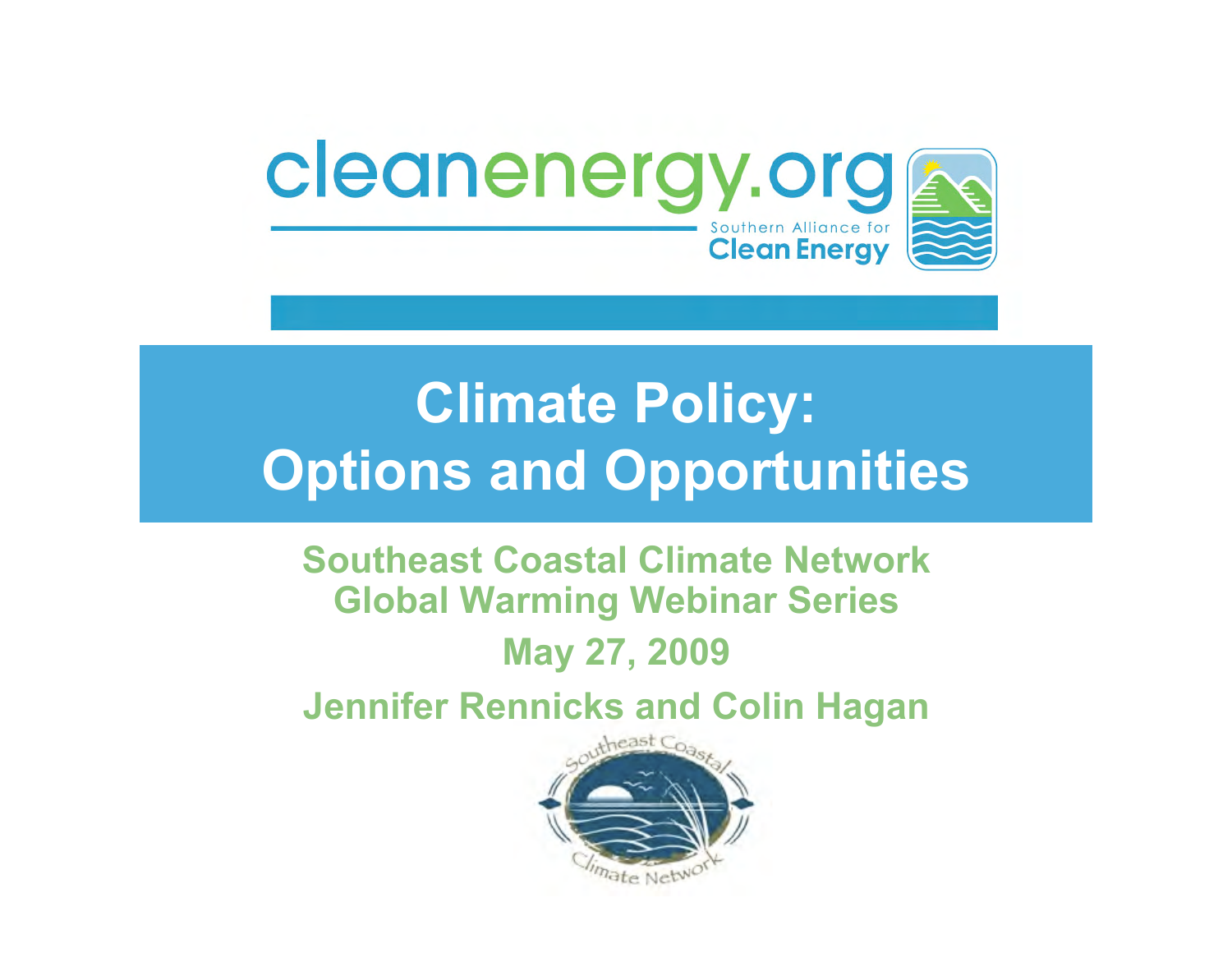cleanenergy.org

Southern Alliance for Clean Energy

# Climate Policy: Options and Opportunities

**Southeast Coastal Climate Network Global Warming Webinar Series**

**May 27, 2009**

**Jennifer Rennicks and Colin Hagan**

Southeast Coastal Climate Network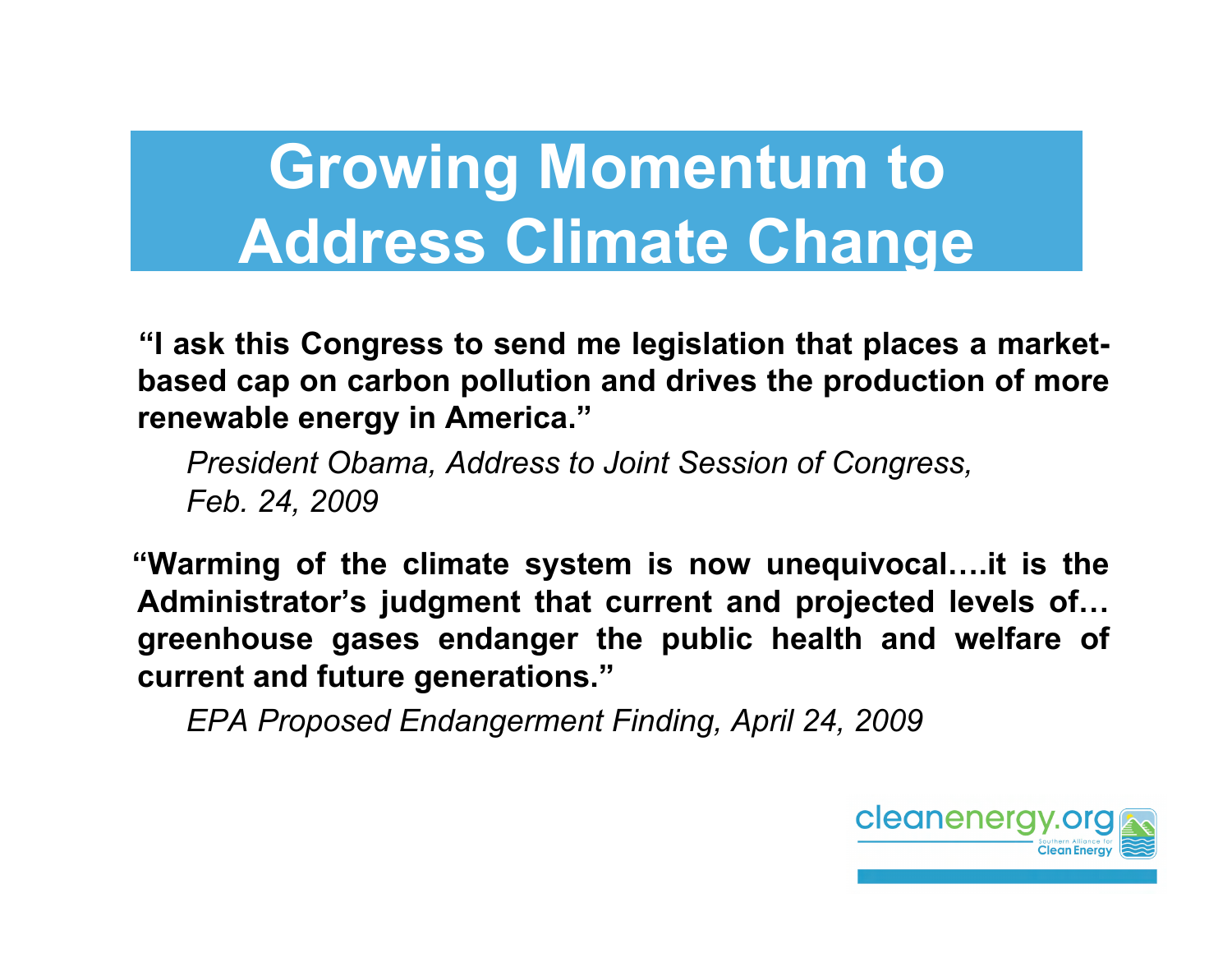# Growing Momentum to Address Climate Change

**"I ask this Congress to send me legislation that places a market-based cap on carbon pollution and drives the production of more renewable energy in America."**

*President Obama, Address to Joint Session of Congress, Feb. 24, 2009*

**"Warming of the climate system is now unequivocal….it is the Administrator's judgment that current and projected levels of… greenhouse gases endanger the public health and welfare of current and future generations."**

*EPA Proposed Endangerment Finding, April 24, 2009*

cleanenergy.org
Southern Alliance for Clean Energy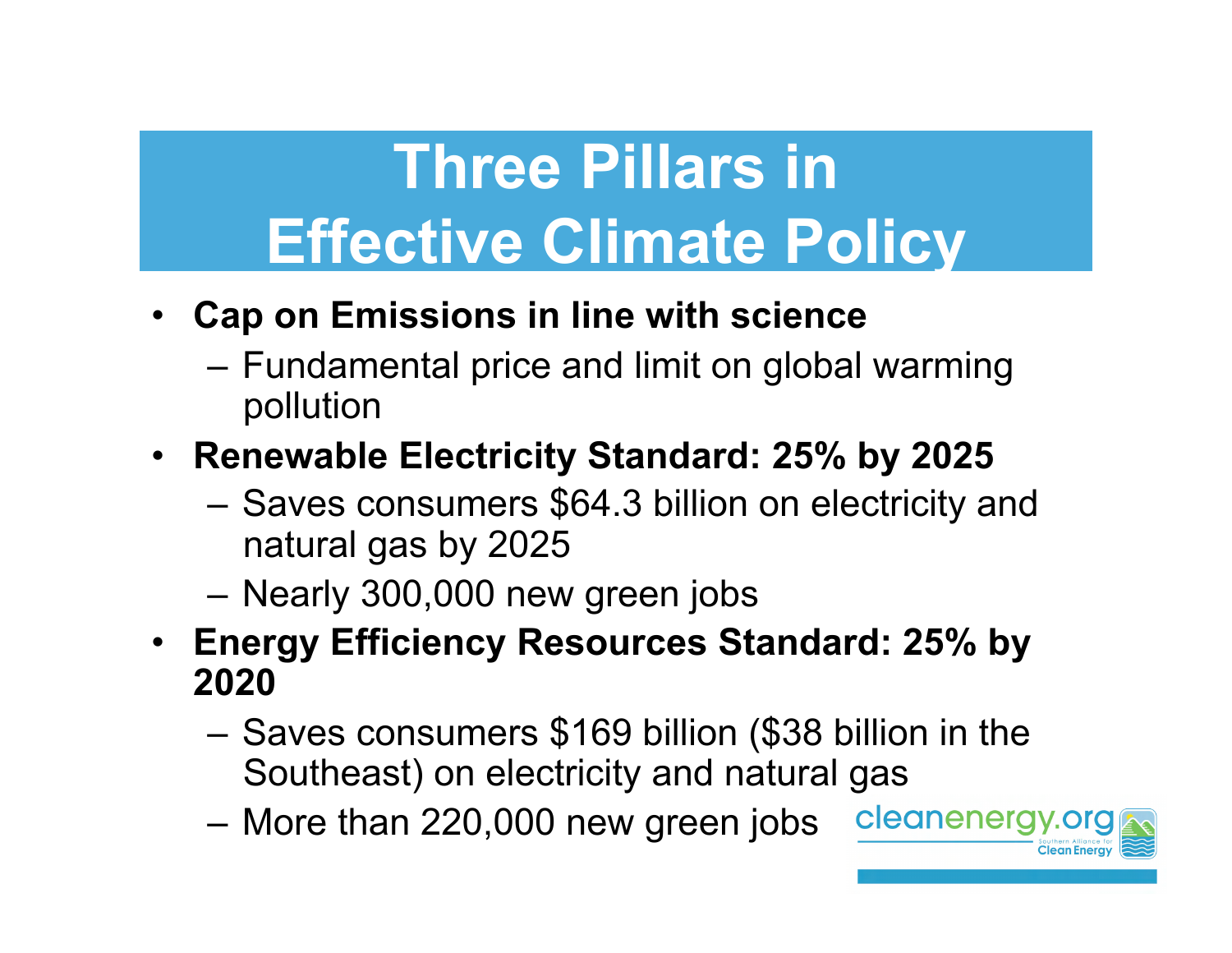# Three Pillars in Effective Climate Policy

- **Cap on Emissions in line with science**
  - Fundamental price and limit on global warming pollution
- **Renewable Electricity Standard: 25% by 2025**
  - Saves consumers $64.3 billion on electricity and natural gas by 2025
  - Nearly 300,000 new green jobs
- **Energy Efficiency Resources Standard: 25% by 2020**
  - Saves consumers $169 billion ($38 billion in the Southeast) on electricity and natural gas
  - More than 220,000 new green jobs

cleanenergy.org
Southern Alliance for Clean Energy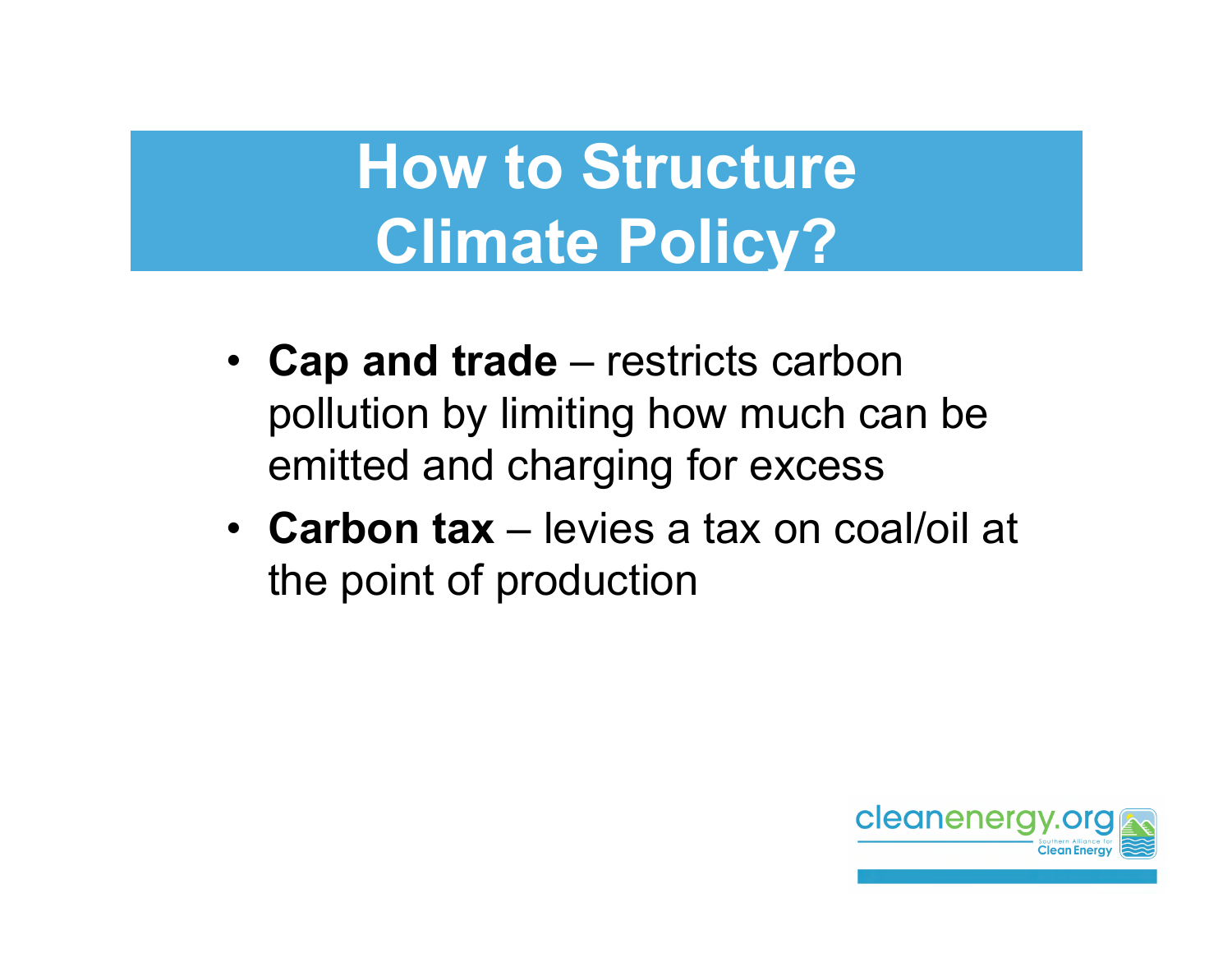# How to Structure Climate Policy?

- **Cap and trade** – restricts carbon pollution by limiting how much can be emitted and charging for excess
- **Carbon tax** – levies a tax on coal/oil at the point of production

cleanenergy.org
Southern Alliance for Clean Energy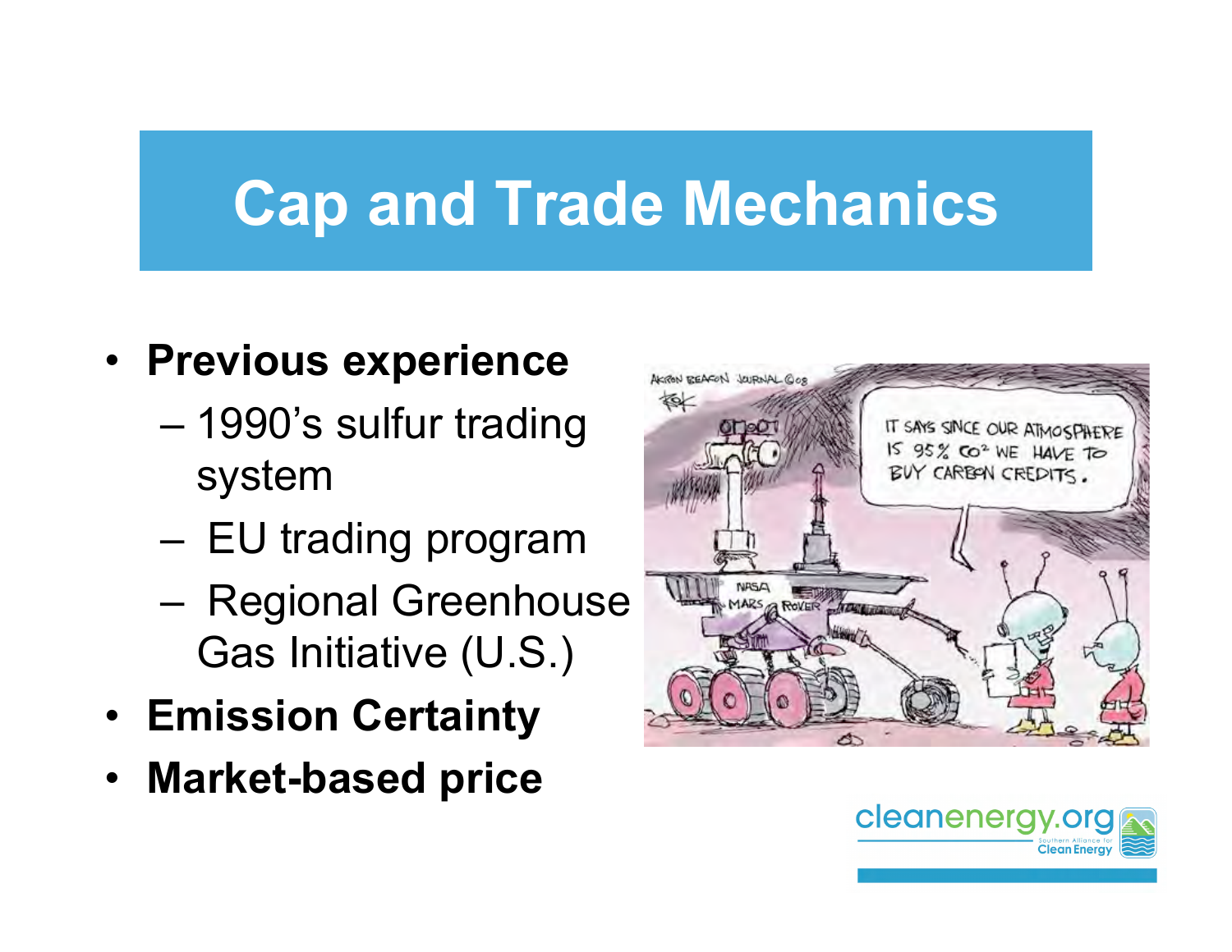# Cap and Trade Mechanics

- **Previous experience**
  - 1990's sulfur trading system
  - EU trading program
  - Regional Greenhouse Gas Initiative (U.S.)
- **Emission Certainty**
- **Market-based price**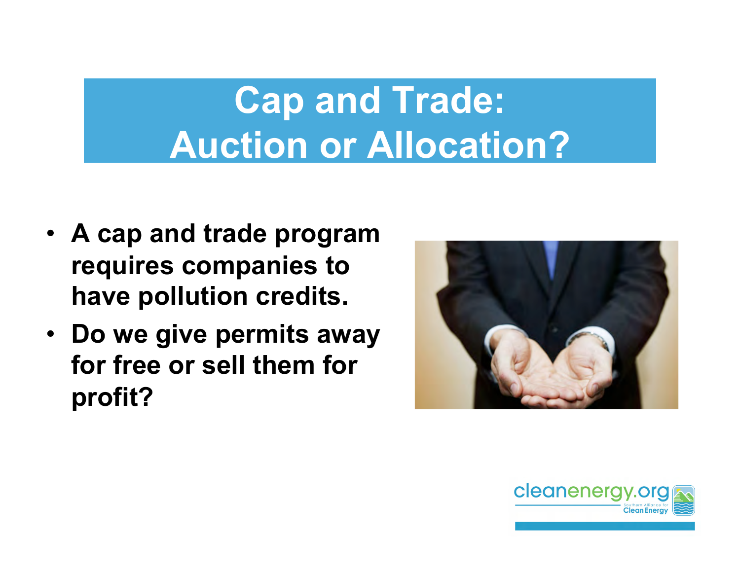# Cap and Trade: Auction or Allocation?

- A cap and trade program requires companies to have pollution credits.
- Do we give permits away for free or sell them for profit?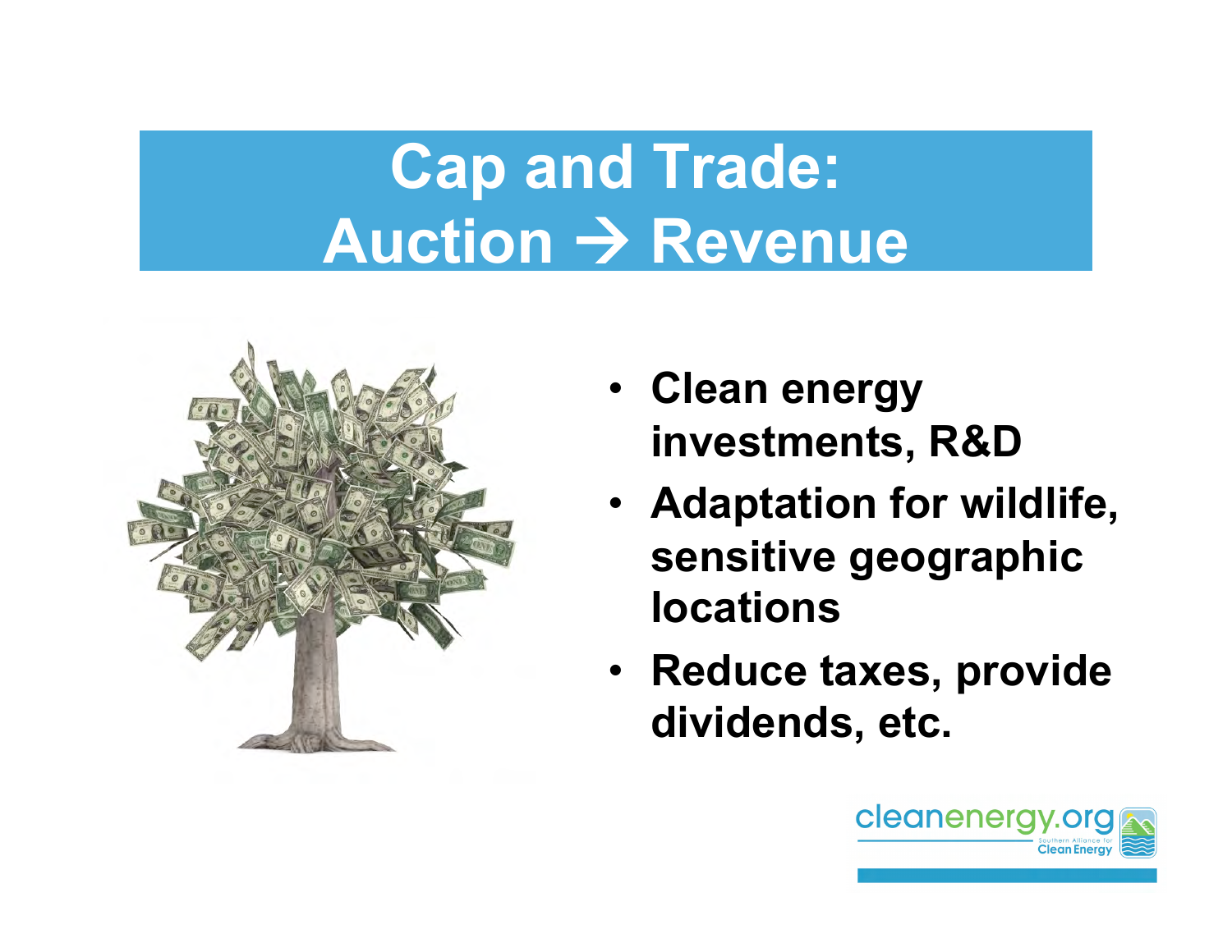# Cap and Trade: Auction → Revenue

- **Clean energy investments, R&D**
- **Adaptation for wildlife, sensitive geographic locations**
- **Reduce taxes, provide dividends, etc.**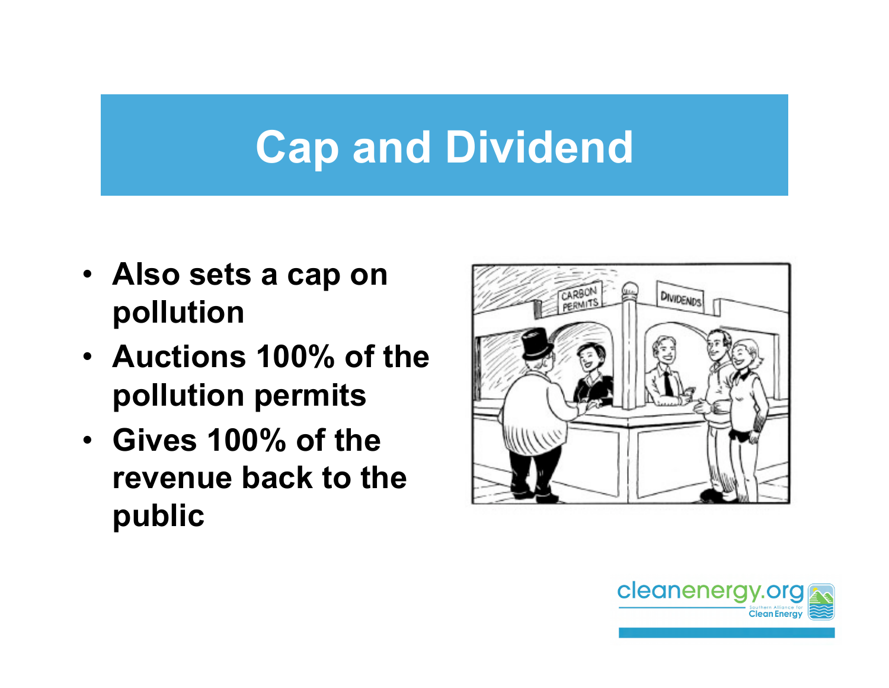# Cap and Dividend

- **Also sets a cap on pollution**
- **Auctions 100% of the pollution permits**
- **Gives 100% of the revenue back to the public**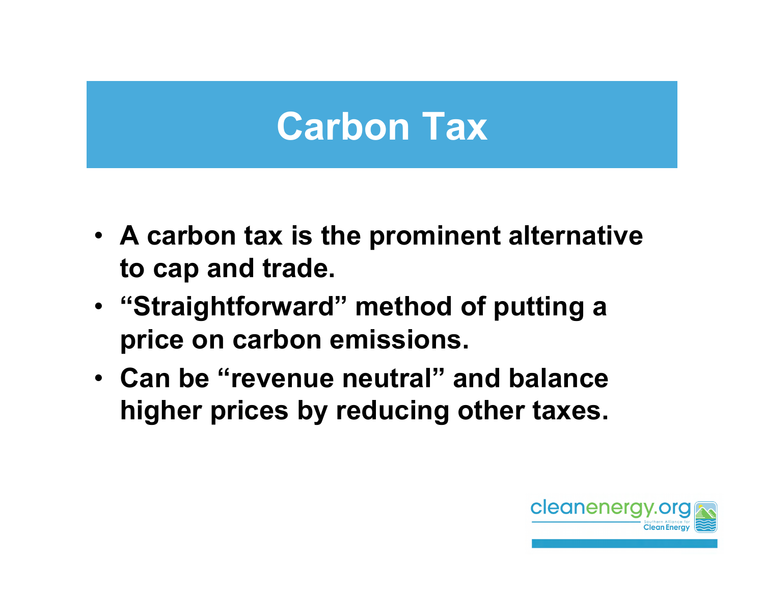# Carbon Tax

- **A carbon tax is the prominent alternative to cap and trade.**
- **"Straightforward" method of putting a price on carbon emissions.**
- **Can be "revenue neutral" and balance higher prices by reducing other taxes.**

cleanenergy.org
Southern Alliance for Clean Energy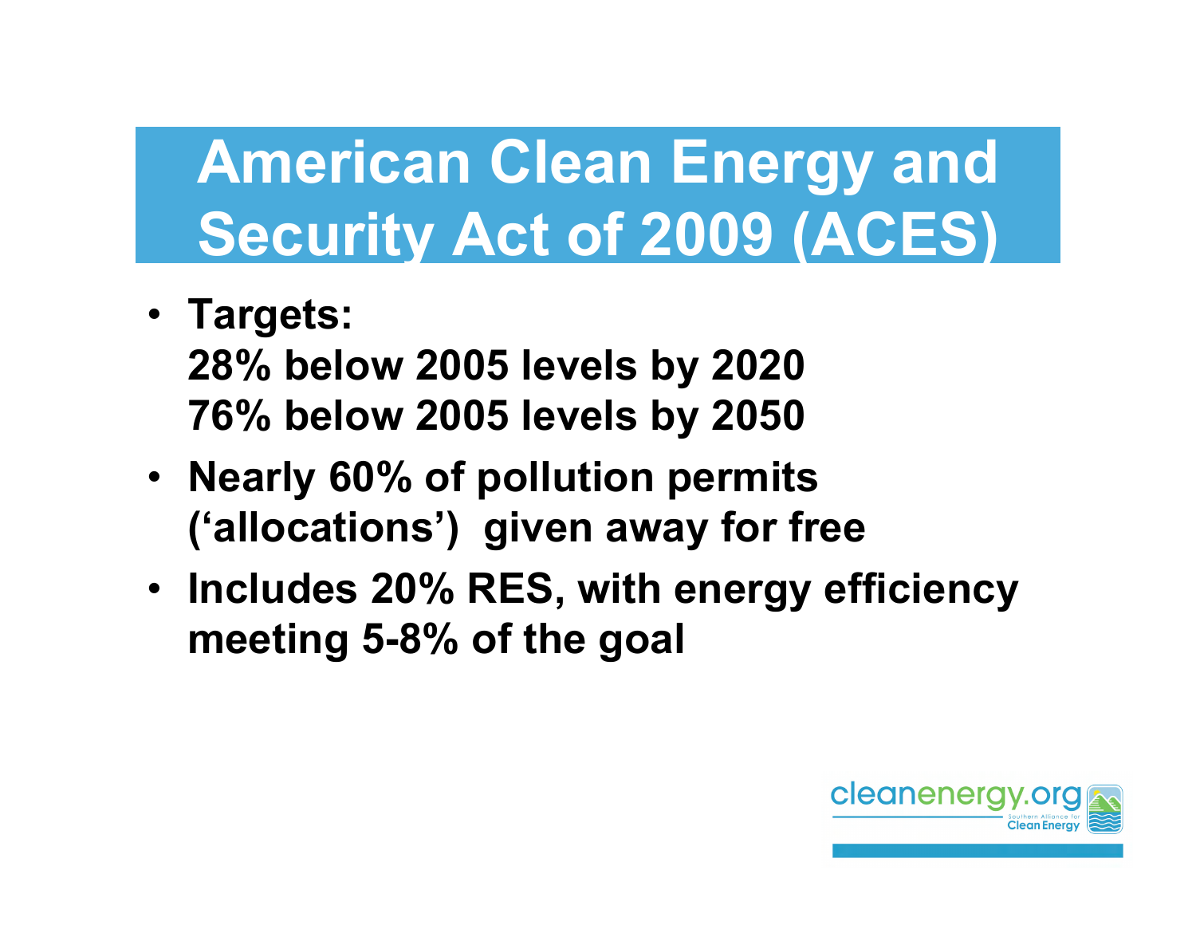# American Clean Energy and Security Act of 2009 (ACES)

- **Targets:**
  **28% below 2005 levels by 2020**
  **76% below 2005 levels by 2050**
- **Nearly 60% of pollution permits (‘allocations’) given away for free**
- **Includes 20% RES, with energy efficiency meeting 5-8% of the goal**

cleanenergy.org
Southern Alliance for Clean Energy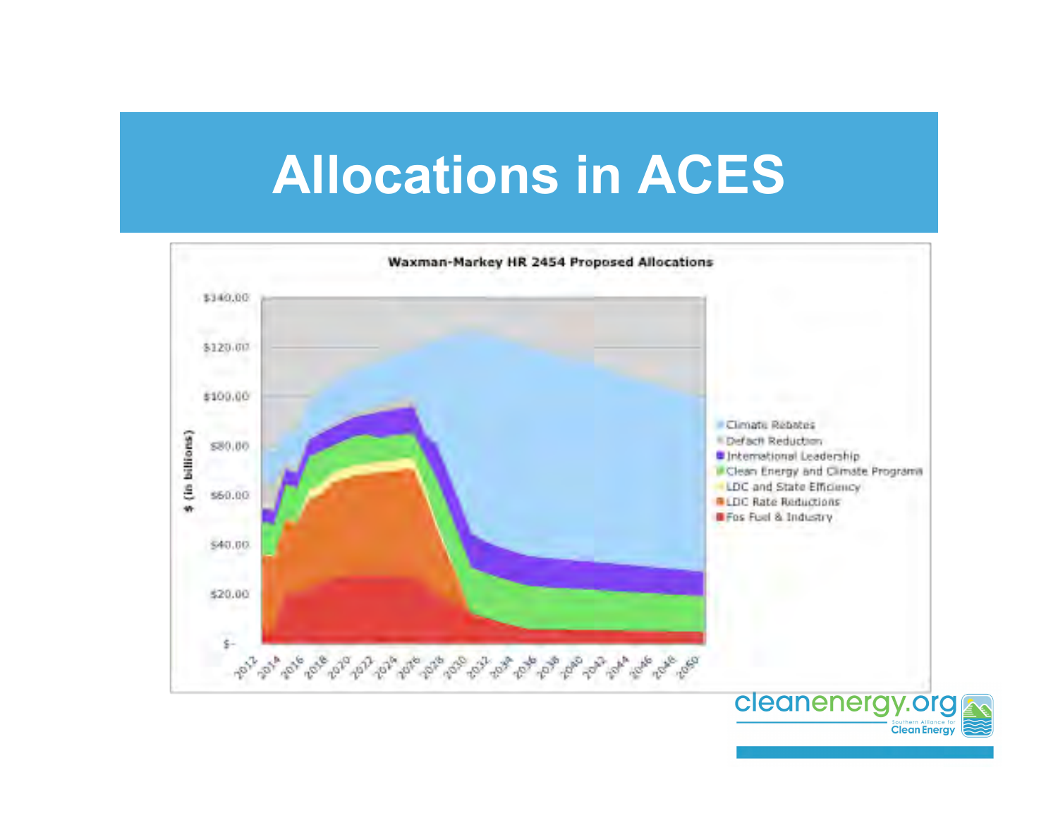# Allocations in ACES

**Waxman-Markey HR 2454 Proposed Allocations**

$ (in billions)

$340.00
$120.00
$100.00
$80.00
$60.00
$40.00
$20.00
$-

2012 2014 2016 2018 2020 2022 2024 2026 2028 2030 2032 2034 2036 2038 2040 2042 2044 2046 2048 2050

- Climate Rebates
- Deficit Reduction
- International Leadership
- Clean Energy and Climate Programs
- LDC and State Efficiency
- LDC Rate Reductions
- Fos Fuel & Industry

cleanenergy.org
Southern Alliance for Clean Energy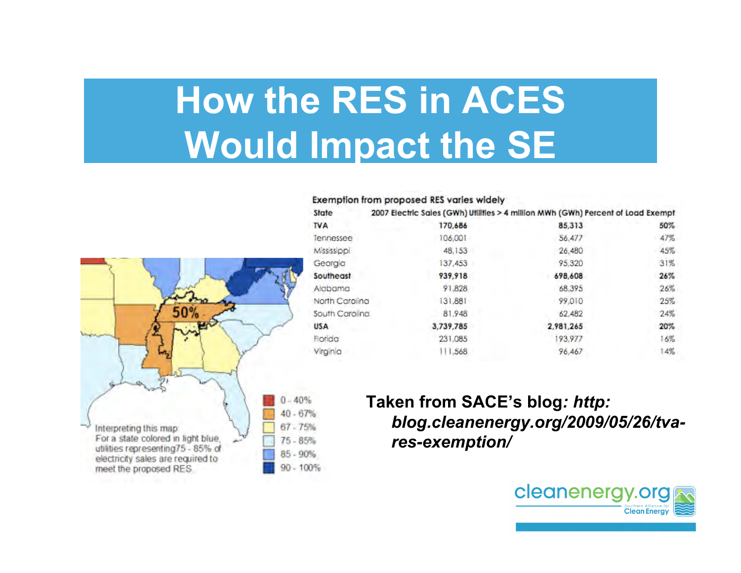# How the RES in ACES Would Impact the SE

**Exemption from proposed RES varies widely**

| State | 2007 Electric Sales (GWh) | Utilities > 4 million MWh (GWh) | Percent of Load Exempt |
|---|---|---|---|
| **TVA** | **170,686** | **85,313** | **50%** |
| Tennessee | 106,001 | 56,477 | 47% |
| Mississippi | 48,153 | 26,480 | 45% |
| Georgia | 137,453 | 95,320 | 31% |
| **Southeast** | **939,918** | **698,608** | **26%** |
| Alabama | 91,828 | 68,395 | 26% |
| North Carolina | 131,881 | 99,010 | 25% |
| South Carolina | 81,948 | 62,482 | 24% |
| **USA** | **3,739,785** | **2,981,265** | **20%** |
| Florida | 231,085 | 193,977 | 16% |
| Virginia | 111,568 | 96,467 | 14% |

50%

- 0 - 40%
- 40 - 67%
- 67 - 75%
- 75 - 85%
- 85 - 90%
- 90 - 100%

Interpreting this map:
For a state colored in light blue, utilities representing 75 - 85% of electricity sales are required to meet the proposed RES.

**Taken from SACE's blog*: http: blog.cleanenergy.org/2009/05/26/tva-res-exemption/***

cleanenergy.org Southern Alliance for Clean Energy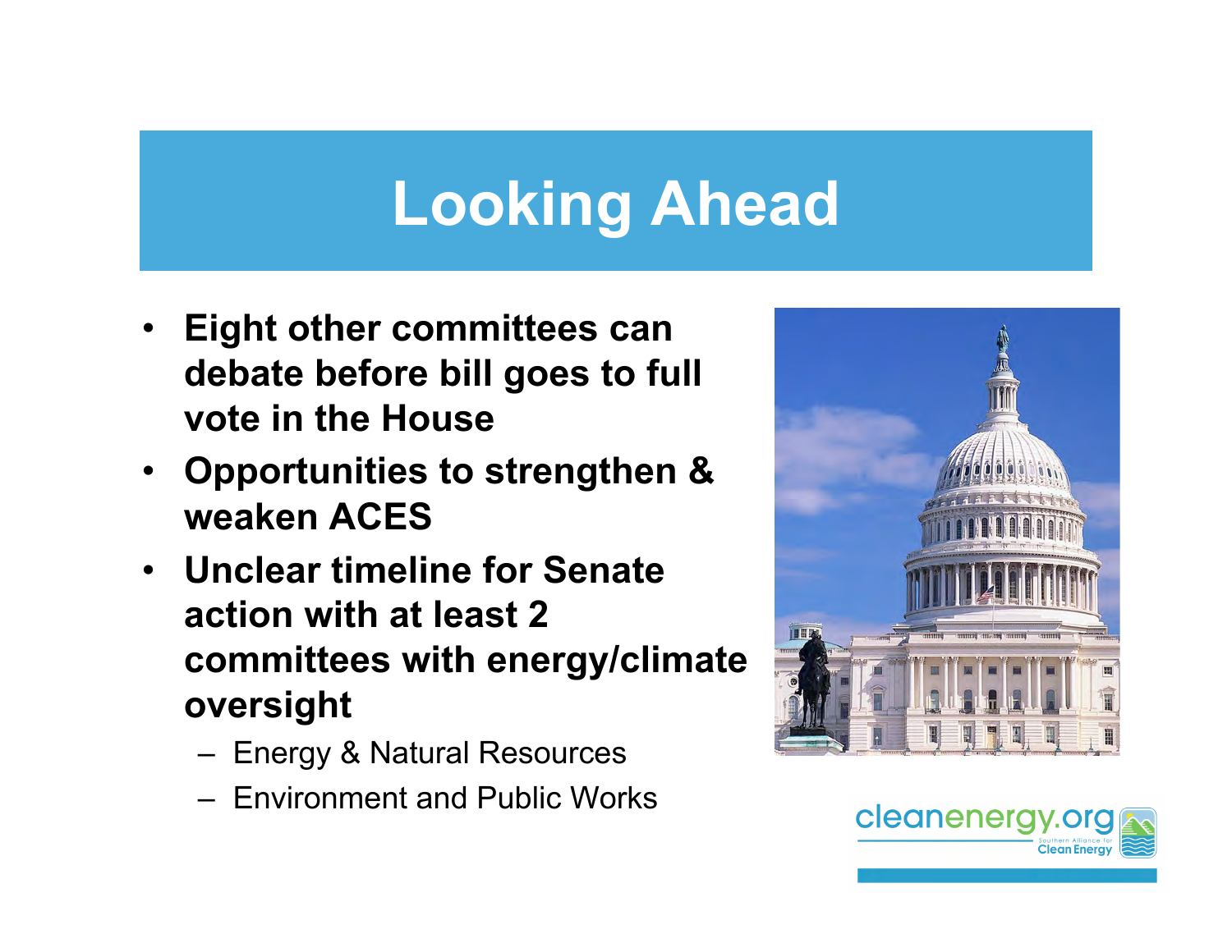# Looking Ahead

- **Eight other committees can debate before bill goes to full vote in the House**
- **Opportunities to strengthen & weaken ACES**
- **Unclear timeline for Senate action with at least 2 committees with energy/climate oversight**
  - Energy & Natural Resources
  - Environment and Public Works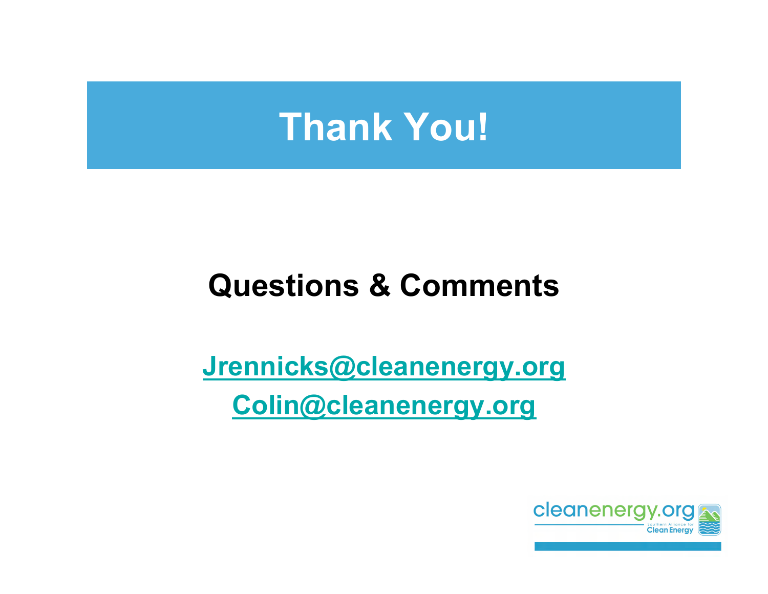# Thank You!

## Questions & Comments

Jrennicks@cleanenergy.org

Colin@cleanenergy.org

cleanenergy.org Southern Alliance for Clean Energy